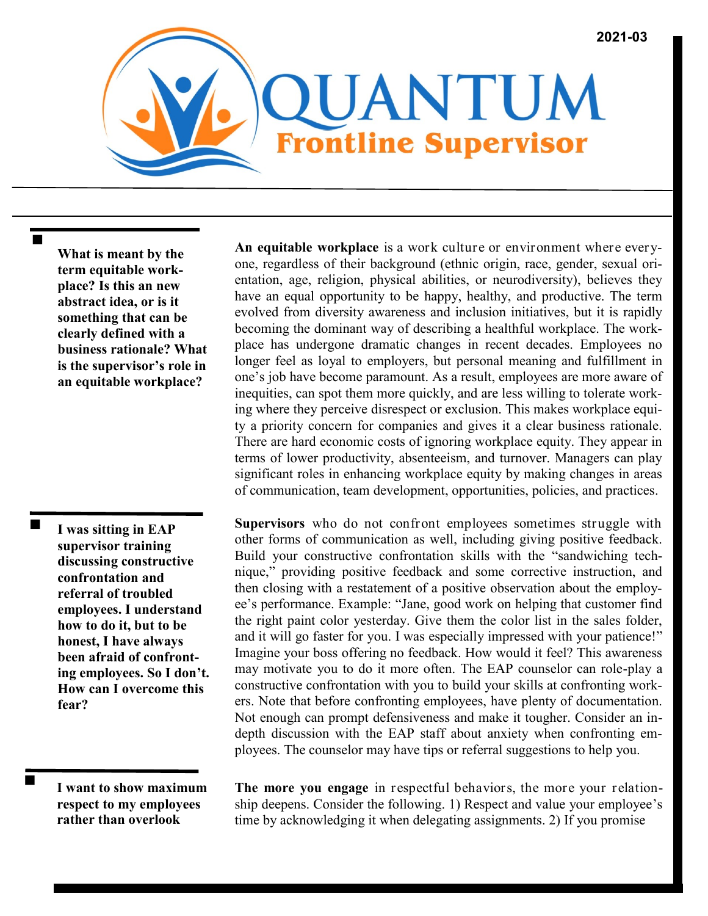2021-03

# QUANTUM
## Frontline Supervisor

**What is meant by the term equitable workplace? Is this an new abstract idea, or is it something that can be clearly defined with a business rationale? What is the supervisor's role in an equitable workplace?**

**An equitable workplace** is a work culture or environment where everyone, regardless of their background (ethnic origin, race, gender, sexual orientation, age, religion, physical abilities, or neurodiversity), believes they have an equal opportunity to be happy, healthy, and productive. The term evolved from diversity awareness and inclusion initiatives, but it is rapidly becoming the dominant way of describing a healthful workplace. The workplace has undergone dramatic changes in recent decades. Employees no longer feel as loyal to employers, but personal meaning and fulfillment in one's job have become paramount. As a result, employees are more aware of inequities, can spot them more quickly, and are less willing to tolerate working where they perceive disrespect or exclusion. This makes workplace equity a priority concern for companies and gives it a clear business rationale. There are hard economic costs of ignoring workplace equity. They appear in terms of lower productivity, absenteeism, and turnover. Managers can play significant roles in enhancing workplace equity by making changes in areas of communication, team development, opportunities, policies, and practices.

**I was sitting in EAP supervisor training discussing constructive confrontation and referral of troubled employees. I understand how to do it, but to be honest, I have always been afraid of confronting employees. So I don't. How can I overcome this fear?**

**Supervisors** who do not confront employees sometimes struggle with other forms of communication as well, including giving positive feedback. Build your constructive confrontation skills with the "sandwiching technique," providing positive feedback and some corrective instruction, and then closing with a restatement of a positive observation about the employee's performance. Example: "Jane, good work on helping that customer find the right paint color yesterday. Give them the color list in the sales folder, and it will go faster for you. I was especially impressed with your patience!" Imagine your boss offering no feedback. How would it feel? This awareness may motivate you to do it more often. The EAP counselor can role-play a constructive confrontation with you to build your skills at confronting workers. Note that before confronting employees, have plenty of documentation. Not enough can prompt defensiveness and make it tougher. Consider an in-depth discussion with the EAP staff about anxiety when confronting employees. The counselor may have tips or referral suggestions to help you.

**I want to show maximum respect to my employees rather than overlook**

**The more you engage** in respectful behaviors, the more your relationship deepens. Consider the following. 1) Respect and value your employee's time by acknowledging it when delegating assignments. 2) If you promise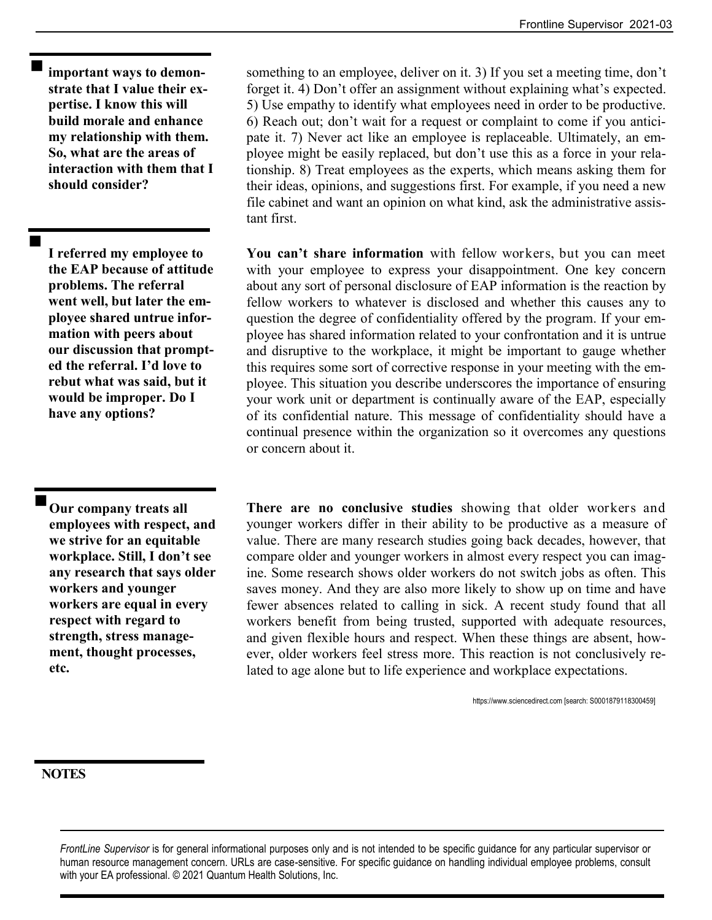**important ways to demonstrate that I value their expertise. I know this will build morale and enhance my relationship with them. So, what are the areas of interaction with them that I should consider?**

something to an employee, deliver on it. 3) If you set a meeting time, don't forget it. 4) Don't offer an assignment without explaining what's expected. 5) Use empathy to identify what employees need in order to be productive. 6) Reach out; don't wait for a request or complaint to come if you anticipate it. 7) Never act like an employee is replaceable. Ultimately, an employee might be easily replaced, but don't use this as a force in your relationship. 8) Treat employees as the experts, which means asking them for their ideas, opinions, and suggestions first. For example, if you need a new file cabinet and want an opinion on what kind, ask the administrative assistant first.

**I referred my employee to the EAP because of attitude problems. The referral went well, but later the employee shared untrue information with peers about our discussion that prompted the referral. I'd love to rebut what was said, but it would be improper. Do I have any options?**

**You can't share information** with fellow workers, but you can meet with your employee to express your disappointment. One key concern about any sort of personal disclosure of EAP information is the reaction by fellow workers to whatever is disclosed and whether this causes any to question the degree of confidentiality offered by the program. If your employee has shared information related to your confrontation and it is untrue and disruptive to the workplace, it might be important to gauge whether this requires some sort of corrective response in your meeting with the employee. This situation you describe underscores the importance of ensuring your work unit or department is continually aware of the EAP, especially of its confidential nature. This message of confidentiality should have a continual presence within the organization so it overcomes any questions or concern about it.

**Our company treats all employees with respect, and we strive for an equitable workplace. Still, I don't see any research that says older workers and younger workers are equal in every respect with regard to strength, stress management, thought processes, etc.**

**There are no conclusive studies** showing that older workers and younger workers differ in their ability to be productive as a measure of value. There are many research studies going back decades, however, that compare older and younger workers in almost every respect you can imagine. Some research shows older workers do not switch jobs as often. This saves money. And they are also more likely to show up on time and have fewer absences related to calling in sick. A recent study found that all workers benefit from being trusted, supported with adequate resources, and given flexible hours and respect. When these things are absent, however, older workers feel stress more. This reaction is not conclusively related to age alone but to life experience and workplace expectations.

https://www.sciencedirect.com [search: S0001879118300459]

**NOTES**

*FrontLine Supervisor* is for general informational purposes only and is not intended to be specific guidance for any particular supervisor or human resource management concern. URLs are case-sensitive. For specific guidance on handling individual employee problems, consult with your EA professional. © 2021 Quantum Health Solutions, Inc.